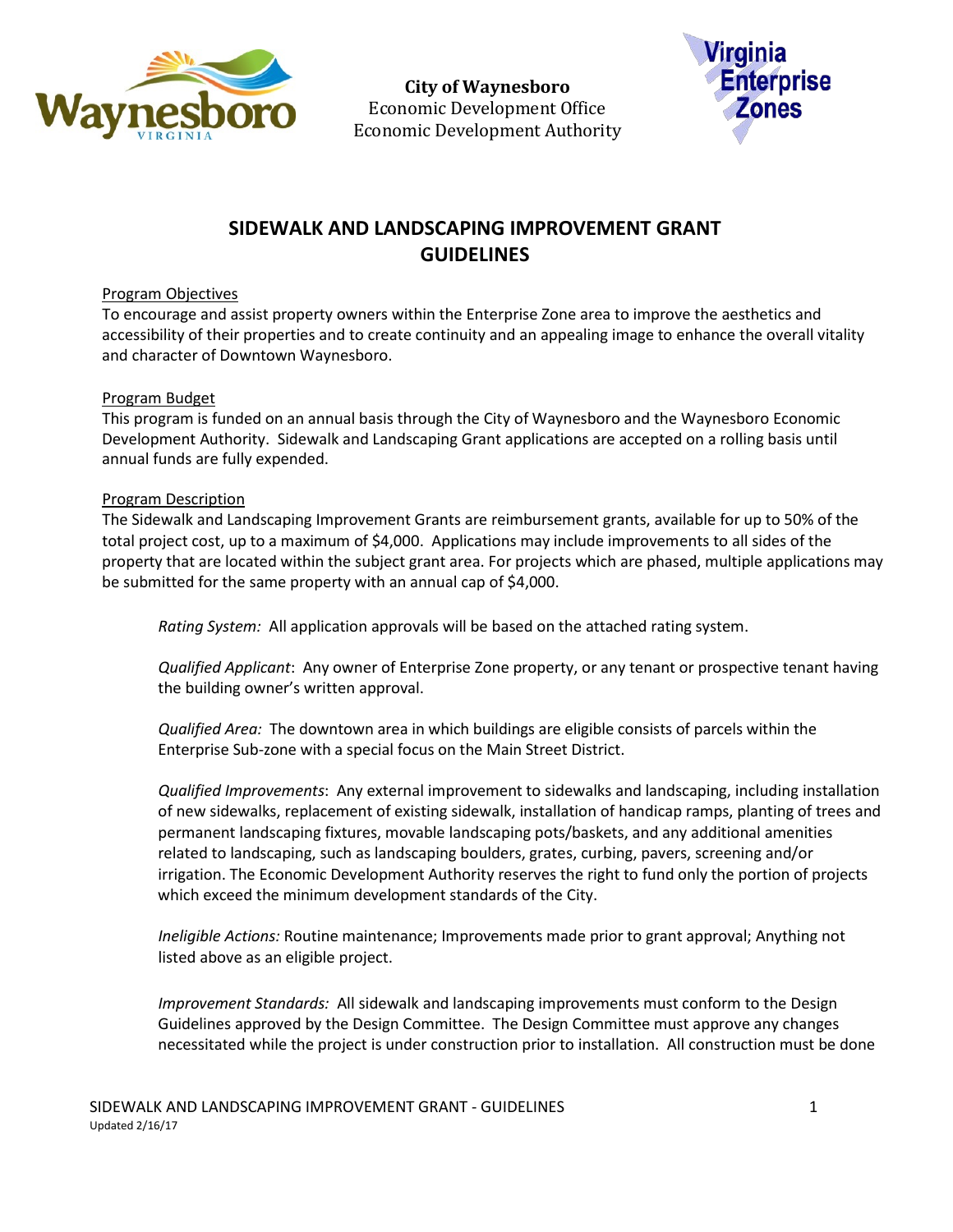**City of Waynesboro**
Economic Development Office
Economic Development Authority

# SIDEWALK AND LANDSCAPING IMPROVEMENT GRANT GUIDELINES

Program Objectives

To encourage and assist property owners within the Enterprise Zone area to improve the aesthetics and accessibility of their properties and to create continuity and an appealing image to enhance the overall vitality and character of Downtown Waynesboro.

Program Budget

This program is funded on an annual basis through the City of Waynesboro and the Waynesboro Economic Development Authority. Sidewalk and Landscaping Grant applications are accepted on a rolling basis until annual funds are fully expended.

Program Description

The Sidewalk and Landscaping Improvement Grants are reimbursement grants, available for up to 50% of the total project cost, up to a maximum of $4,000. Applications may include improvements to all sides of the property that are located within the subject grant area. For projects which are phased, multiple applications may be submitted for the same property with an annual cap of $4,000.

*Rating System:* All application approvals will be based on the attached rating system.

*Qualified Applicant*: Any owner of Enterprise Zone property, or any tenant or prospective tenant having the building owner's written approval.

*Qualified Area:* The downtown area in which buildings are eligible consists of parcels within the Enterprise Sub-zone with a special focus on the Main Street District.

*Qualified Improvements*: Any external improvement to sidewalks and landscaping, including installation of new sidewalks, replacement of existing sidewalk, installation of handicap ramps, planting of trees and permanent landscaping fixtures, movable landscaping pots/baskets, and any additional amenities related to landscaping, such as landscaping boulders, grates, curbing, pavers, screening and/or irrigation. The Economic Development Authority reserves the right to fund only the portion of projects which exceed the minimum development standards of the City.

*Ineligible Actions:* Routine maintenance; Improvements made prior to grant approval; Anything not listed above as an eligible project.

*Improvement Standards:* All sidewalk and landscaping improvements must conform to the Design Guidelines approved by the Design Committee. The Design Committee must approve any changes necessitated while the project is under construction prior to installation. All construction must be done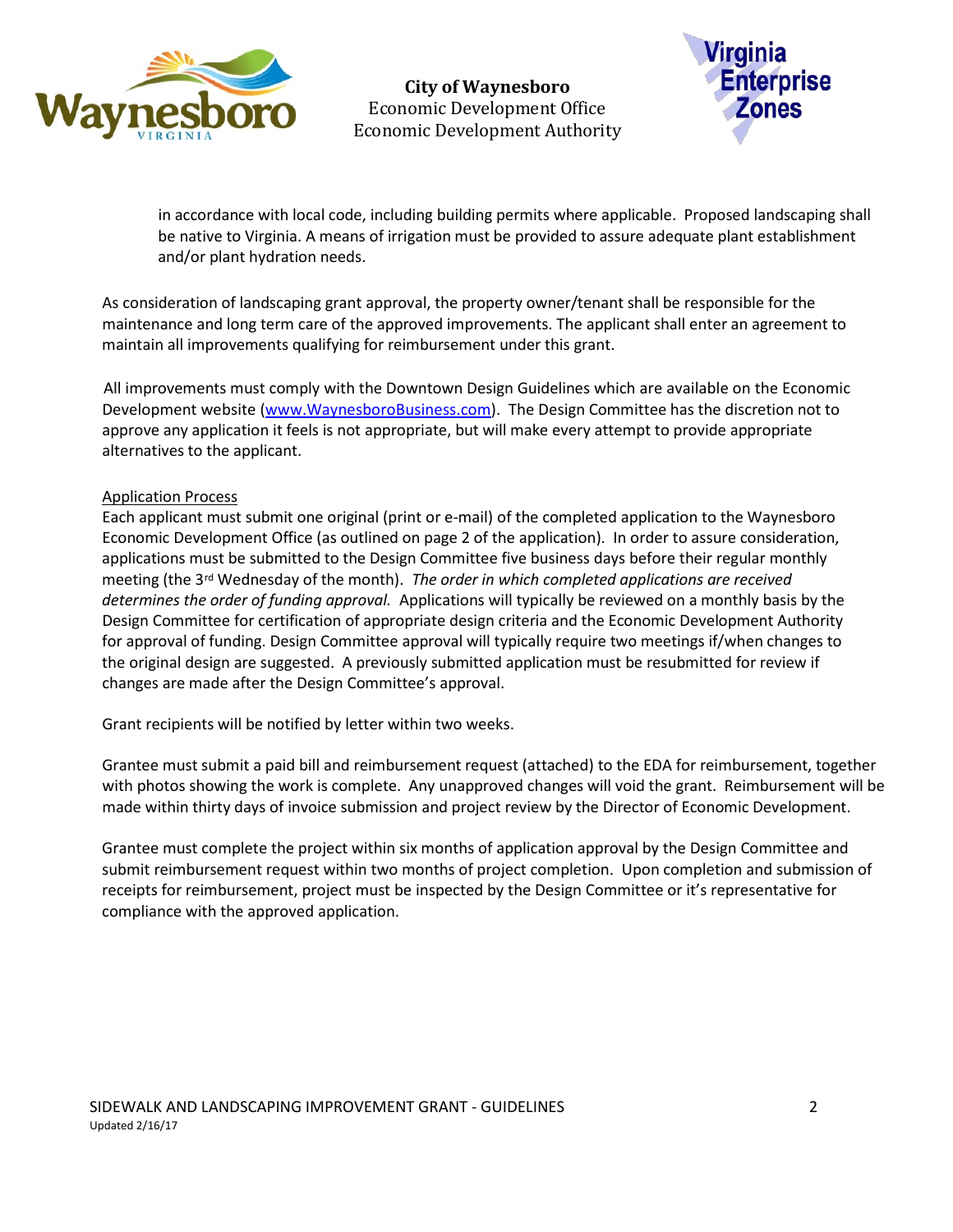in accordance with local code, including building permits where applicable. Proposed landscaping shall be native to Virginia. A means of irrigation must be provided to assure adequate plant establishment and/or plant hydration needs.

As consideration of landscaping grant approval, the property owner/tenant shall be responsible for the maintenance and long term care of the approved improvements. The applicant shall enter an agreement to maintain all improvements qualifying for reimbursement under this grant.

All improvements must comply with the Downtown Design Guidelines which are available on the Economic Development website (www.WaynesboroBusiness.com). The Design Committee has the discretion not to approve any application it feels is not appropriate, but will make every attempt to provide appropriate alternatives to the applicant.

Application Process

Each applicant must submit one original (print or e-mail) of the completed application to the Waynesboro Economic Development Office (as outlined on page 2 of the application). In order to assure consideration, applications must be submitted to the Design Committee five business days before their regular monthly meeting (the 3rd Wednesday of the month). *The order in which completed applications are received determines the order of funding approval.* Applications will typically be reviewed on a monthly basis by the Design Committee for certification of appropriate design criteria and the Economic Development Authority for approval of funding. Design Committee approval will typically require two meetings if/when changes to the original design are suggested. A previously submitted application must be resubmitted for review if changes are made after the Design Committee's approval.

Grant recipients will be notified by letter within two weeks.

Grantee must submit a paid bill and reimbursement request (attached) to the EDA for reimbursement, together with photos showing the work is complete. Any unapproved changes will void the grant. Reimbursement will be made within thirty days of invoice submission and project review by the Director of Economic Development.

Grantee must complete the project within six months of application approval by the Design Committee and submit reimbursement request within two months of project completion. Upon completion and submission of receipts for reimbursement, project must be inspected by the Design Committee or it's representative for compliance with the approved application.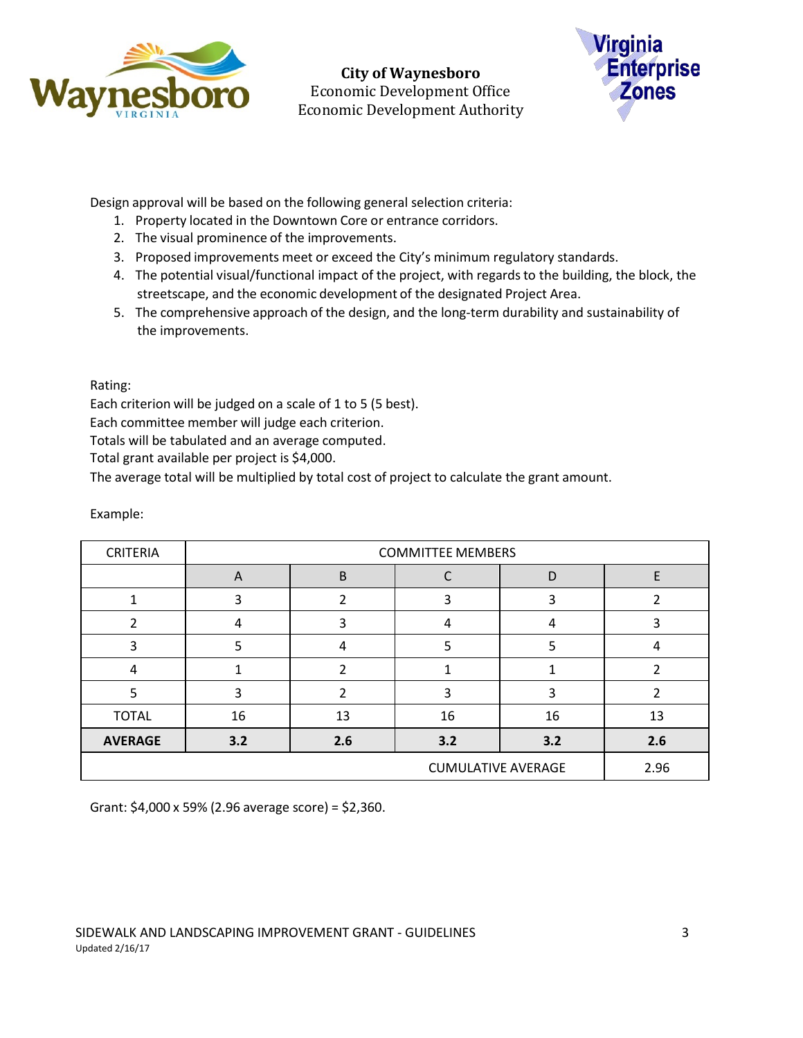City of Waynesboro
Economic Development Office
Economic Development Authority

Design approval will be based on the following general selection criteria:

1. Property located in the Downtown Core or entrance corridors.
2. The visual prominence of the improvements.
3. Proposed improvements meet or exceed the City's minimum regulatory standards.
4. The potential visual/functional impact of the project, with regards to the building, the block, the streetscape, and the economic development of the designated Project Area.
5. The comprehensive approach of the design, and the long-term durability and sustainability of the improvements.

Rating:
Each criterion will be judged on a scale of 1 to 5 (5 best).
Each committee member will judge each criterion.
Totals will be tabulated and an average computed.
Total grant available per project is $4,000.
The average total will be multiplied by total cost of project to calculate the grant amount.

Example:

| CRITERIA | COMMITTEE MEMBERS | | | | |
|---|---|---|---|---|---|
| | A | B | C | D | E |
| 1 | 3 | 2 | 3 | 3 | 2 |
| 2 | 4 | 3 | 4 | 4 | 3 |
| 3 | 5 | 4 | 5 | 5 | 4 |
| 4 | 1 | 2 | 1 | 1 | 2 |
| 5 | 3 | 2 | 3 | 3 | 2 |
| TOTAL | 16 | 13 | 16 | 16 | 13 |
| **AVERAGE** | **3.2** | **2.6** | **3.2** | **3.2** | **2.6** |
| | | | | CUMULATIVE AVERAGE | 2.96 |

Grant: $4,000 x 59% (2.96 average score) = $2,360.